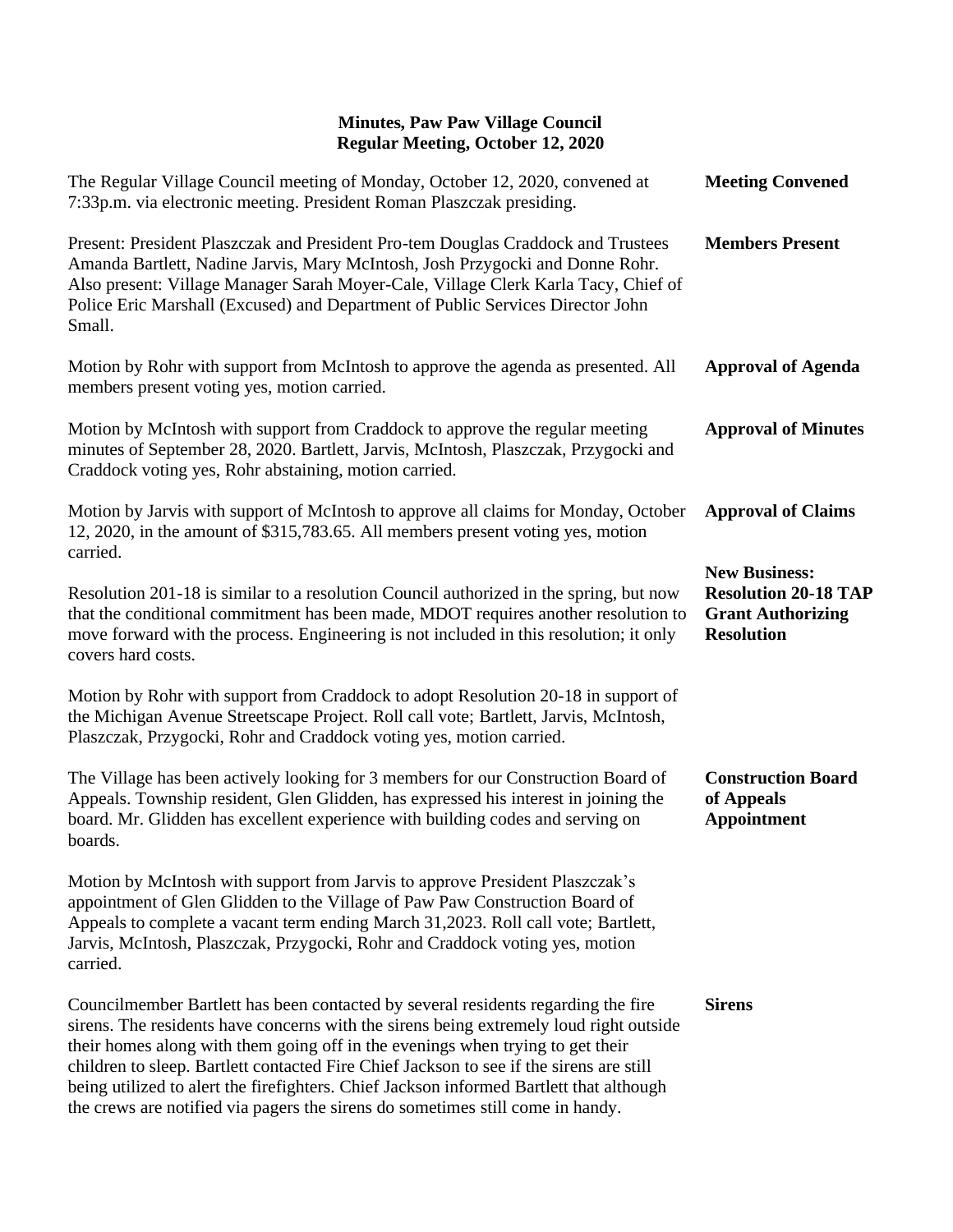# Minutes, Paw Paw Village Council
## Regular Meeting, October 12, 2020

**Meeting Convened**

The Regular Village Council meeting of Monday, October 12, 2020, convened at 7:33p.m. via electronic meeting. President Roman Plaszczak presiding.

**Members Present**

Present: President Plaszczak and President Pro-tem Douglas Craddock and Trustees Amanda Bartlett, Nadine Jarvis, Mary McIntosh, Josh Przygocki and Donne Rohr. Also present: Village Manager Sarah Moyer-Cale, Village Clerk Karla Tacy, Chief of Police Eric Marshall (Excused) and Department of Public Services Director John Small.

**Approval of Agenda**

Motion by Rohr with support from McIntosh to approve the agenda as presented. All members present voting yes, motion carried.

**Approval of Minutes**

Motion by McIntosh with support from Craddock to approve the regular meeting minutes of September 28, 2020. Bartlett, Jarvis, McIntosh, Plaszczak, Przygocki and Craddock voting yes, Rohr abstaining, motion carried.

**Approval of Claims**

Motion by Jarvis with support of McIntosh to approve all claims for Monday, October 12, 2020, in the amount of $315,783.65. All members present voting yes, motion carried.

**New Business: Resolution 20-18 TAP Grant Authorizing Resolution**

Resolution 201-18 is similar to a resolution Council authorized in the spring, but now that the conditional commitment has been made, MDOT requires another resolution to move forward with the process. Engineering is not included in this resolution; it only covers hard costs.

Motion by Rohr with support from Craddock to adopt Resolution 20-18 in support of the Michigan Avenue Streetscape Project. Roll call vote; Bartlett, Jarvis, McIntosh, Plaszczak, Przygocki, Rohr and Craddock voting yes, motion carried.

**Construction Board of Appeals Appointment**

The Village has been actively looking for 3 members for our Construction Board of Appeals. Township resident, Glen Glidden, has expressed his interest in joining the board. Mr. Glidden has excellent experience with building codes and serving on boards.

Motion by McIntosh with support from Jarvis to approve President Plaszczak's appointment of Glen Glidden to the Village of Paw Paw Construction Board of Appeals to complete a vacant term ending March 31,2023. Roll call vote; Bartlett, Jarvis, McIntosh, Plaszczak, Przygocki, Rohr and Craddock voting yes, motion carried.

**Sirens**

Councilmember Bartlett has been contacted by several residents regarding the fire sirens. The residents have concerns with the sirens being extremely loud right outside their homes along with them going off in the evenings when trying to get their children to sleep. Bartlett contacted Fire Chief Jackson to see if the sirens are still being utilized to alert the firefighters. Chief Jackson informed Bartlett that although the crews are notified via pagers the sirens do sometimes still come in handy.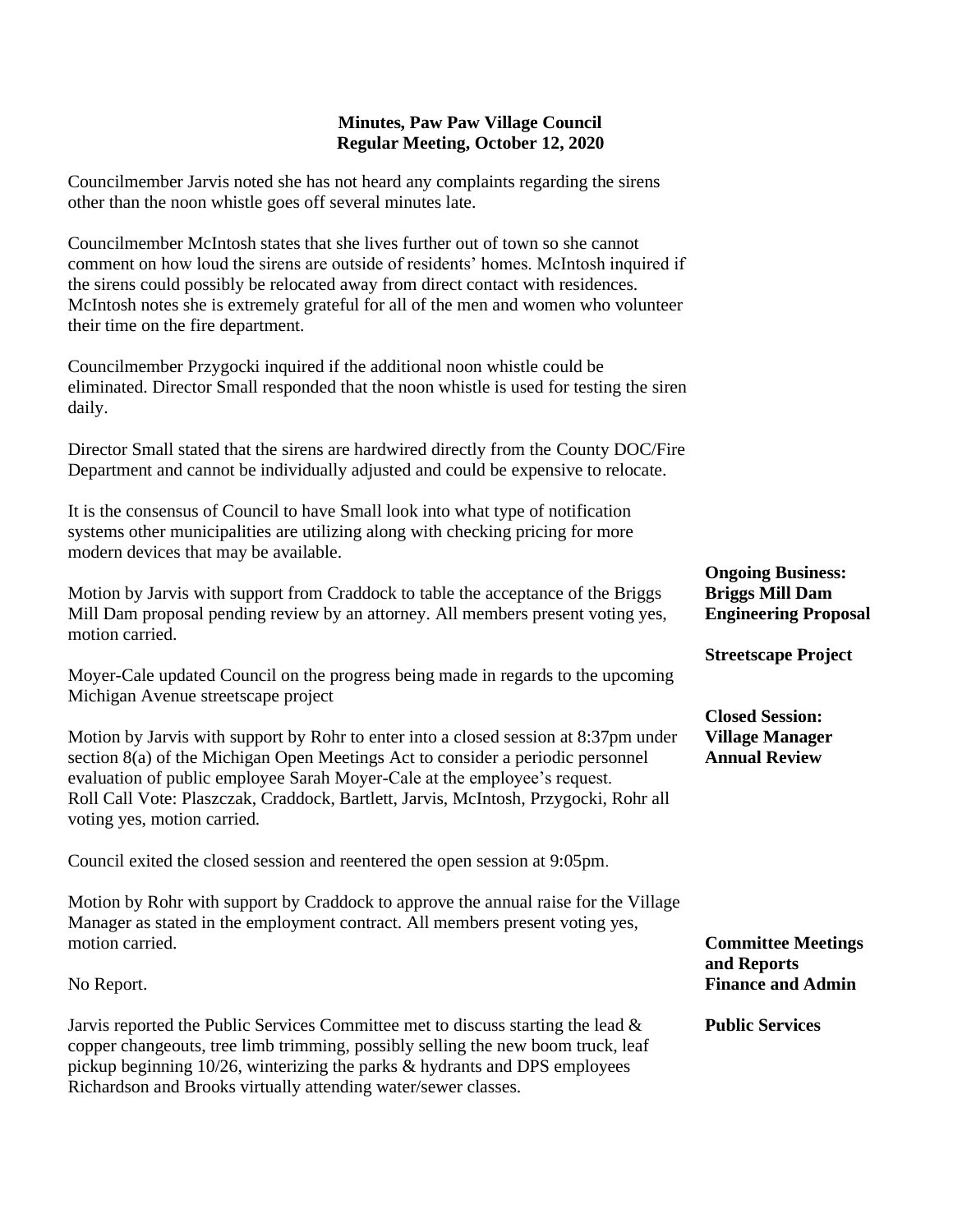**Minutes, Paw Paw Village Council**
**Regular Meeting, October 12, 2020**

Councilmember Jarvis noted she has not heard any complaints regarding the sirens other than the noon whistle goes off several minutes late.

Councilmember McIntosh states that she lives further out of town so she cannot comment on how loud the sirens are outside of residents' homes. McIntosh inquired if the sirens could possibly be relocated away from direct contact with residences. McIntosh notes she is extremely grateful for all of the men and women who volunteer their time on the fire department.

Councilmember Przygocki inquired if the additional noon whistle could be eliminated. Director Small responded that the noon whistle is used for testing the siren daily.

Director Small stated that the sirens are hardwired directly from the County DOC/Fire Department and cannot be individually adjusted and could be expensive to relocate.

It is the consensus of Council to have Small look into what type of notification systems other municipalities are utilizing along with checking pricing for more modern devices that may be available.

**Ongoing Business: Briggs Mill Dam Engineering Proposal**

Motion by Jarvis with support from Craddock to table the acceptance of the Briggs Mill Dam proposal pending review by an attorney. All members present voting yes, motion carried.

**Streetscape Project**

Moyer-Cale updated Council on the progress being made in regards to the upcoming Michigan Avenue streetscape project

**Closed Session: Village Manager Annual Review**

Motion by Jarvis with support by Rohr to enter into a closed session at 8:37pm under section 8(a) of the Michigan Open Meetings Act to consider a periodic personnel evaluation of public employee Sarah Moyer-Cale at the employee's request.
Roll Call Vote: Plaszczak, Craddock, Bartlett, Jarvis, McIntosh, Przygocki, Rohr all voting yes, motion carried.

Council exited the closed session and reentered the open session at 9:05pm.

Motion by Rohr with support by Craddock to approve the annual raise for the Village Manager as stated in the employment contract. All members present voting yes, motion carried.

**Committee Meetings and Reports**
**Finance and Admin**

No Report.

**Public Services**

Jarvis reported the Public Services Committee met to discuss starting the lead & copper changeouts, tree limb trimming, possibly selling the new boom truck, leaf pickup beginning 10/26, winterizing the parks & hydrants and DPS employees Richardson and Brooks virtually attending water/sewer classes.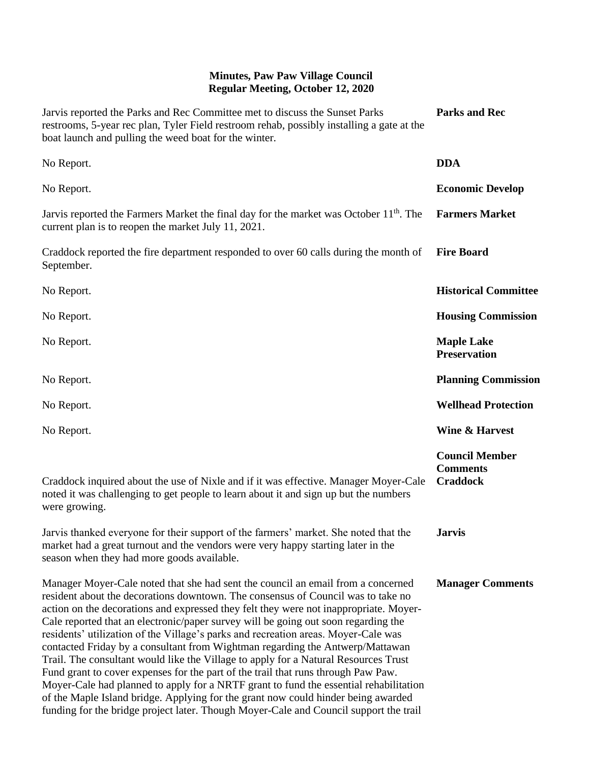**Minutes, Paw Paw Village Council**
**Regular Meeting, October 12, 2020**

**Parks and Rec**

Jarvis reported the Parks and Rec Committee met to discuss the Sunset Parks restrooms, 5-year rec plan, Tyler Field restroom rehab, possibly installing a gate at the boat launch and pulling the weed boat for the winter.

**DDA**

No Report.

**Economic Develop**

No Report.

**Farmers Market**

Jarvis reported the Farmers Market the final day for the market was October 11th. The current plan is to reopen the market July 11, 2021.

**Fire Board**

Craddock reported the fire department responded to over 60 calls during the month of September.

**Historical Committee**

No Report.

**Housing Commission**

No Report.

**Maple Lake Preservation**

No Report.

**Planning Commission**

No Report.

**Wellhead Protection**

No Report.

**Wine & Harvest**

No Report.

**Council Member Comments**

**Craddock**

Craddock inquired about the use of Nixle and if it was effective. Manager Moyer-Cale noted it was challenging to get people to learn about it and sign up but the numbers were growing.

**Jarvis**

Jarvis thanked everyone for their support of the farmers' market. She noted that the market had a great turnout and the vendors were very happy starting later in the season when they had more goods available.

**Manager Comments**

Manager Moyer-Cale noted that she had sent the council an email from a concerned resident about the decorations downtown. The consensus of Council was to take no action on the decorations and expressed they felt they were not inappropriate. Moyer-Cale reported that an electronic/paper survey will be going out soon regarding the residents' utilization of the Village's parks and recreation areas. Moyer-Cale was contacted Friday by a consultant from Wightman regarding the Antwerp/Mattawan Trail. The consultant would like the Village to apply for a Natural Resources Trust Fund grant to cover expenses for the part of the trail that runs through Paw Paw. Moyer-Cale had planned to apply for a NRTF grant to fund the essential rehabilitation of the Maple Island bridge. Applying for the grant now could hinder being awarded funding for the bridge project later. Though Moyer-Cale and Council support the trail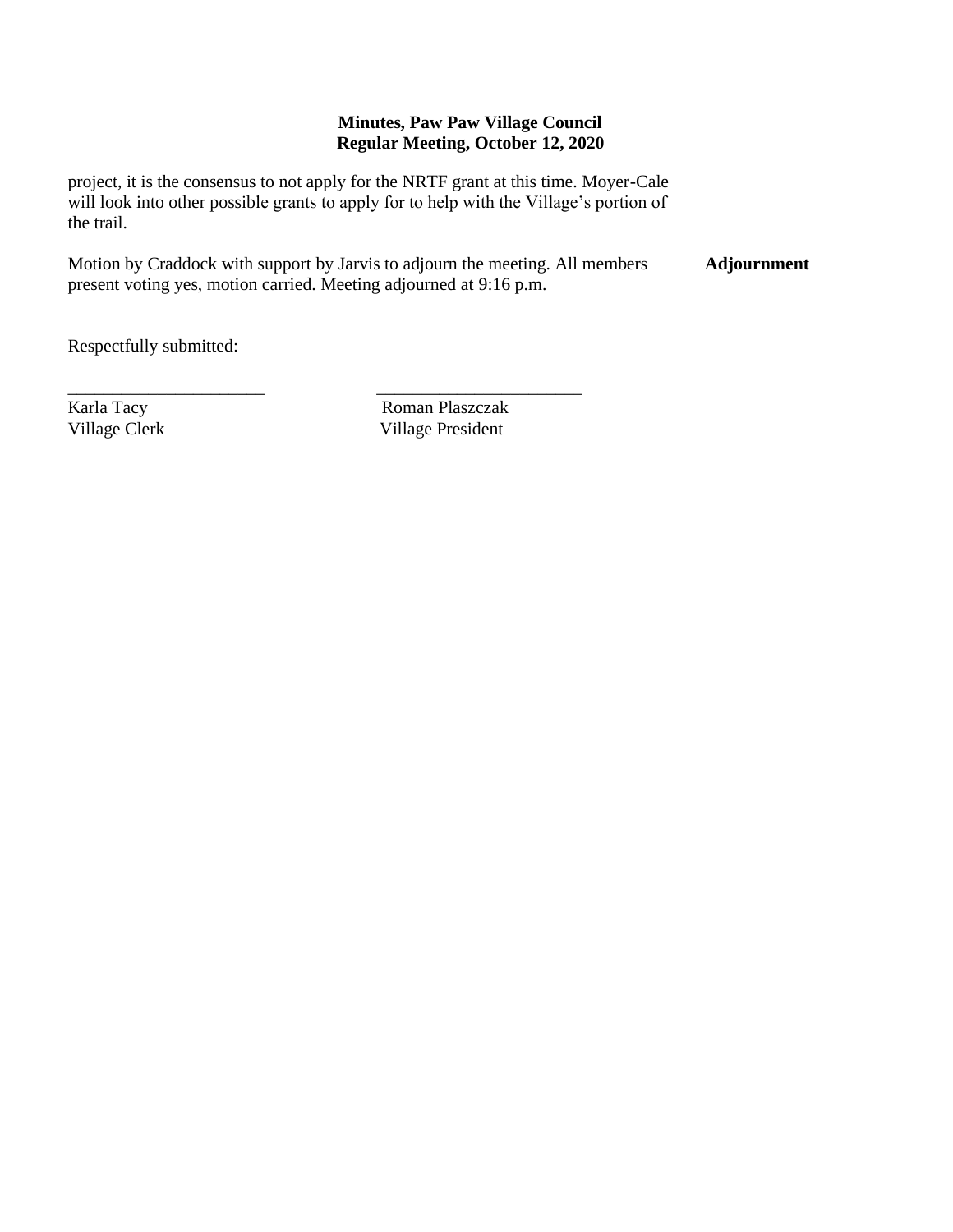project, it is the consensus to not apply for the NRTF grant at this time. Moyer-Cale will look into other possible grants to apply for to help with the Village's portion of the trail.

**Adjournment**

Motion by Craddock with support by Jarvis to adjourn the meeting. All members present voting yes, motion carried. Meeting adjourned at 9:16 p.m.

Respectfully submitted:

______________________ &nbsp;&nbsp;&nbsp;&nbsp;&nbsp;&nbsp;&nbsp;&nbsp; ______________________

Karla Tacy
Village Clerk

Roman Plaszczak
Village President